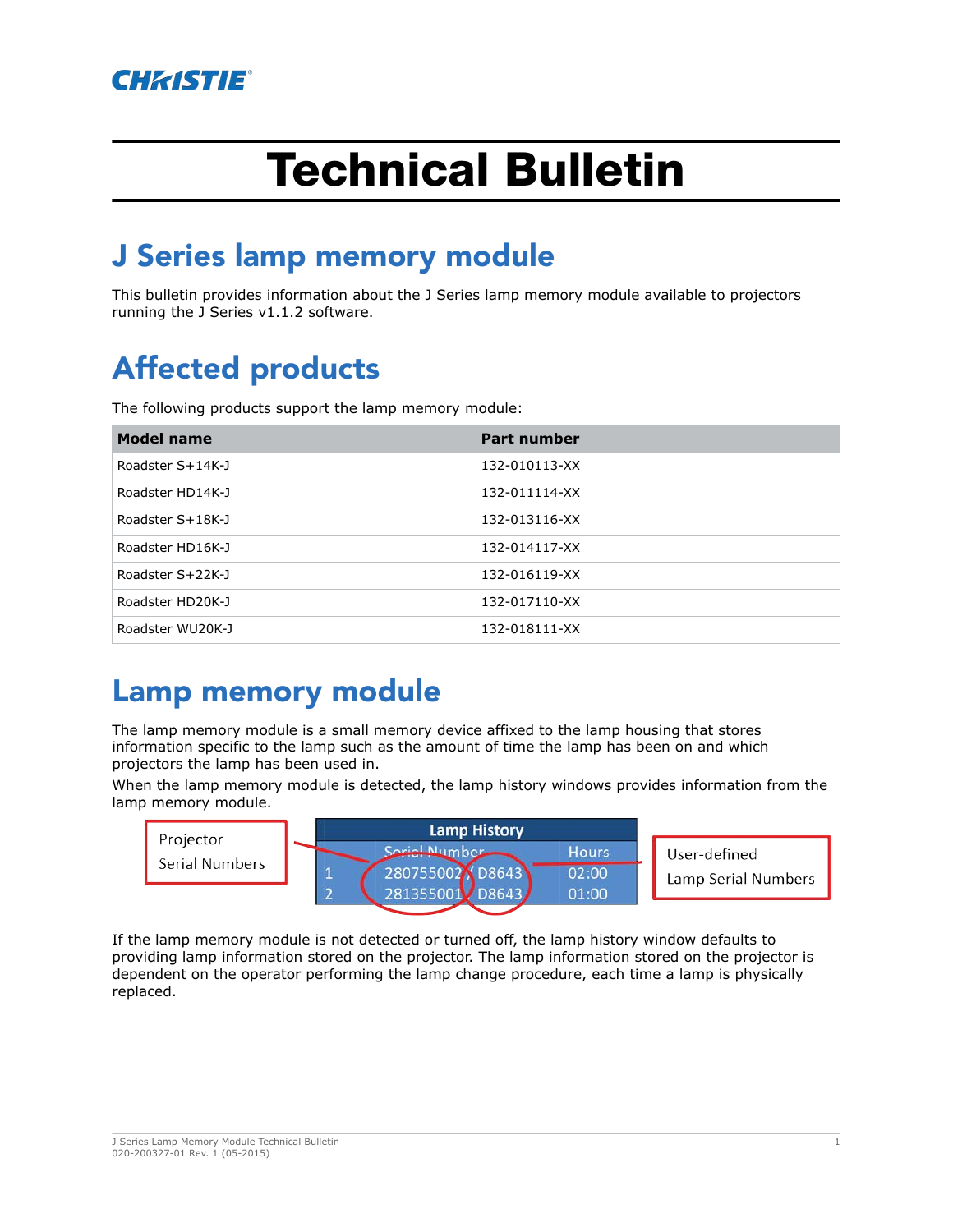# Technical Bulletin

## J Series lamp memory module

This bulletin provides information about the J Series lamp memory module available to projectors running the J Series v1.1.2 software.

## Affected products

The following products support the lamp memory module:

| Model name | Part number |
|---|---|
| Roadster S+14K-J | 132-010113-XX |
| Roadster HD14K-J | 132-011114-XX |
| Roadster S+18K-J | 132-013116-XX |
| Roadster HD16K-J | 132-014117-XX |
| Roadster S+22K-J | 132-016119-XX |
| Roadster HD20K-J | 132-017110-XX |
| Roadster WU20K-J | 132-018111-XX |

## Lamp memory module

The lamp memory module is a small memory device affixed to the lamp housing that stores information specific to the lamp such as the amount of time the lamp has been on and which projectors the lamp has been used in.

When the lamp memory module is detected, the lamp history windows provides information from the lamp memory module.

Projector Serial Numbers

| Lamp History | | |
|---|---|---|
| | Serial Number | Hours |
| 1 | 280755002 / D8643 | 02:00 |
| 2 | 281355001 / D8643 | 01:00 |

User-defined Lamp Serial Numbers

If the lamp memory module is not detected or turned off, the lamp history window defaults to providing lamp information stored on the projector. The lamp information stored on the projector is dependent on the operator performing the lamp change procedure, each time a lamp is physically replaced.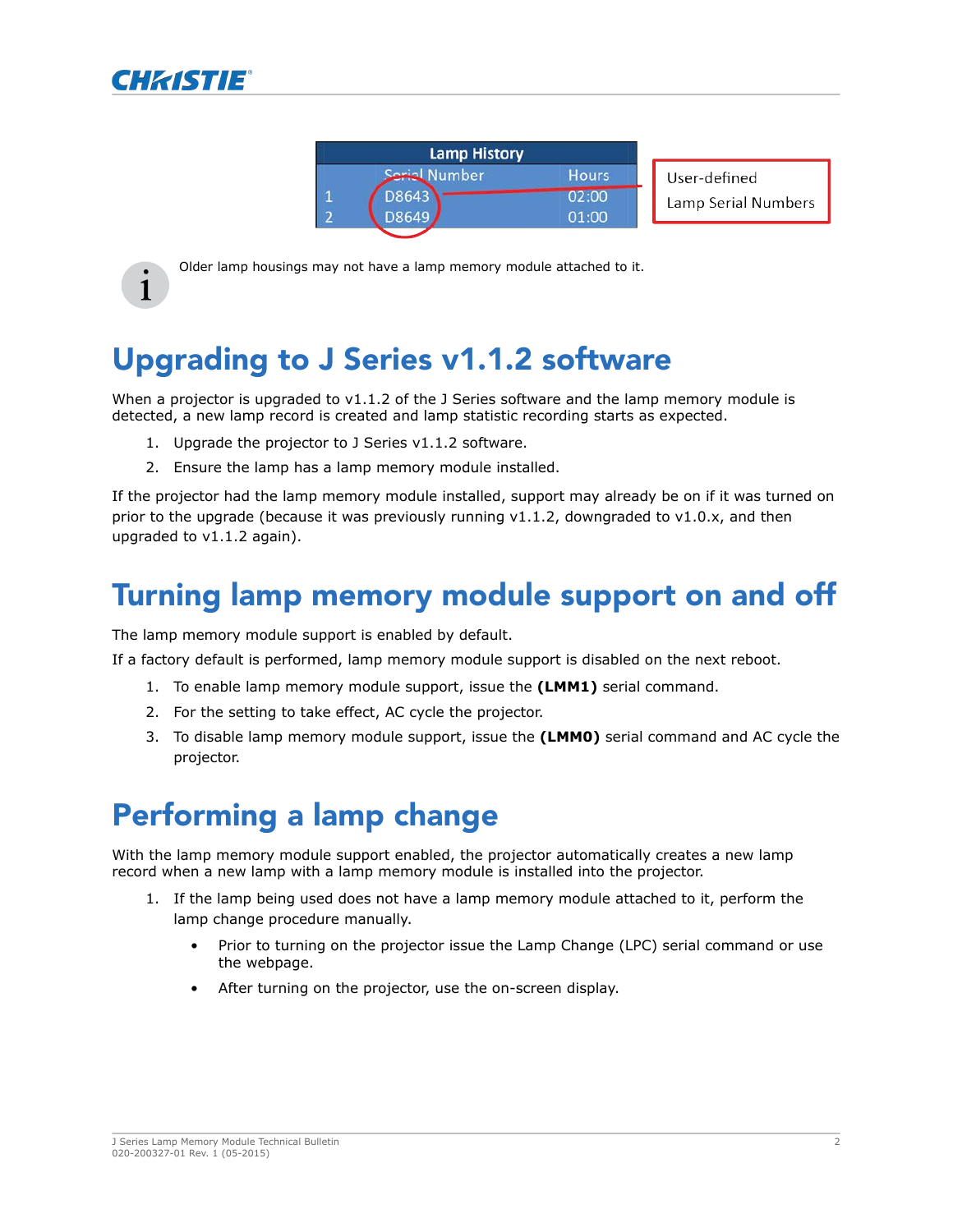| Lamp History | | |
|---|---|---|
| | Serial Number | Hours |
| 1 | D8643 | 02:00 |
| 2 | D8649 | 01:00 |

User-defined Lamp Serial Numbers

Older lamp housings may not have a lamp memory module attached to it.

# Upgrading to J Series v1.1.2 software

When a projector is upgraded to v1.1.2 of the J Series software and the lamp memory module is detected, a new lamp record is created and lamp statistic recording starts as expected.

1. Upgrade the projector to J Series v1.1.2 software.
2. Ensure the lamp has a lamp memory module installed.

If the projector had the lamp memory module installed, support may already be on if it was turned on prior to the upgrade (because it was previously running v1.1.2, downgraded to v1.0.x, and then upgraded to v1.1.2 again).

# Turning lamp memory module support on and off

The lamp memory module support is enabled by default.

If a factory default is performed, lamp memory module support is disabled on the next reboot.

1. To enable lamp memory module support, issue the **(LMM1)** serial command.
2. For the setting to take effect, AC cycle the projector.
3. To disable lamp memory module support, issue the **(LMM0)** serial command and AC cycle the projector.

# Performing a lamp change

With the lamp memory module support enabled, the projector automatically creates a new lamp record when a new lamp with a lamp memory module is installed into the projector.

1. If the lamp being used does not have a lamp memory module attached to it, perform the lamp change procedure manually.
   - Prior to turning on the projector issue the Lamp Change (LPC) serial command or use the webpage.
   - After turning on the projector, use the on-screen display.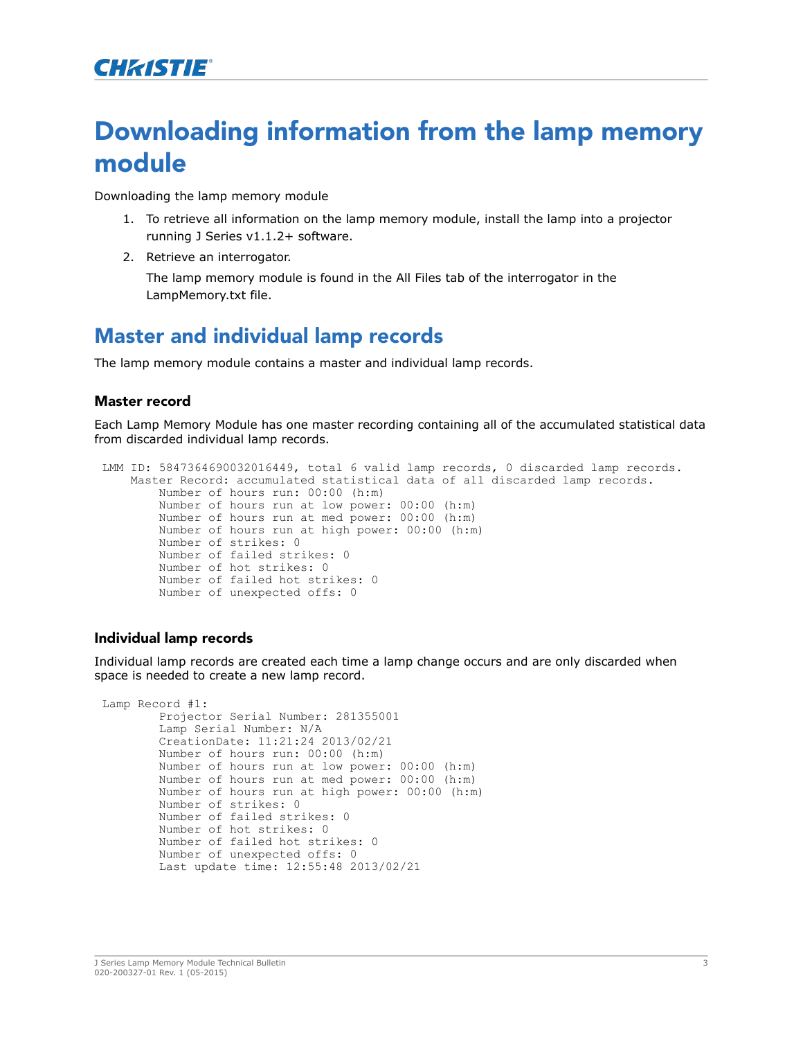# Downloading information from the lamp memory module

Downloading the lamp memory module

1. To retrieve all information on the lamp memory module, install the lamp into a projector running J Series v1.1.2+ software.
2. Retrieve an interrogator.

   The lamp memory module is found in the All Files tab of the interrogator in the LampMemory.txt file.

## Master and individual lamp records

The lamp memory module contains a master and individual lamp records.

### Master record

Each Lamp Memory Module has one master recording containing all of the accumulated statistical data from discarded individual lamp records.

```
LMM ID: 5847364690032016449, total 6 valid lamp records, 0 discarded lamp records.
    Master Record: accumulated statistical data of all discarded lamp records.
        Number of hours run: 00:00 (h:m)
        Number of hours run at low power: 00:00 (h:m)
        Number of hours run at med power: 00:00 (h:m)
        Number of hours run at high power: 00:00 (h:m)
        Number of strikes: 0
        Number of failed strikes: 0
        Number of hot strikes: 0
        Number of failed hot strikes: 0
        Number of unexpected offs: 0
```

### Individual lamp records

Individual lamp records are created each time a lamp change occurs and are only discarded when space is needed to create a new lamp record.

```
Lamp Record #1:
        Projector Serial Number: 281355001
        Lamp Serial Number: N/A
        CreationDate: 11:21:24 2013/02/21
        Number of hours run: 00:00 (h:m)
        Number of hours run at low power: 00:00 (h:m)
        Number of hours run at med power: 00:00 (h:m)
        Number of hours run at high power: 00:00 (h:m)
        Number of strikes: 0
        Number of failed strikes: 0
        Number of hot strikes: 0
        Number of failed hot strikes: 0
        Number of unexpected offs: 0
        Last update time: 12:55:48 2013/02/21
```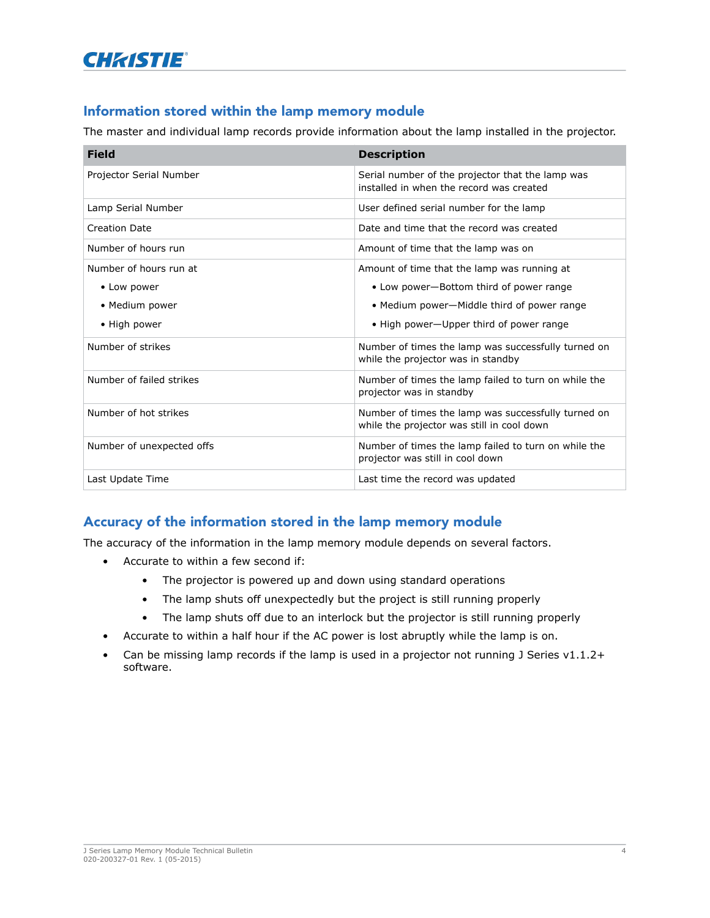## Information stored within the lamp memory module

The master and individual lamp records provide information about the lamp installed in the projector.

| Field | Description |
|---|---|
| Projector Serial Number | Serial number of the projector that the lamp was installed in when the record was created |
| Lamp Serial Number | User defined serial number for the lamp |
| Creation Date | Date and time that the record was created |
| Number of hours run | Amount of time that the lamp was on |
| Number of hours run at<br>• Low power<br>• Medium power<br>• High power | Amount of time that the lamp was running at<br>• Low power—Bottom third of power range<br>• Medium power—Middle third of power range<br>• High power—Upper third of power range |
| Number of strikes | Number of times the lamp was successfully turned on while the projector was in standby |
| Number of failed strikes | Number of times the lamp failed to turn on while the projector was in standby |
| Number of hot strikes | Number of times the lamp was successfully turned on while the projector was still in cool down |
| Number of unexpected offs | Number of times the lamp failed to turn on while the projector was still in cool down |
| Last Update Time | Last time the record was updated |

## Accuracy of the information stored in the lamp memory module

The accuracy of the information in the lamp memory module depends on several factors.

- Accurate to within a few second if:
  - The projector is powered up and down using standard operations
  - The lamp shuts off unexpectedly but the project is still running properly
  - The lamp shuts off due to an interlock but the projector is still running properly
- Accurate to within a half hour if the AC power is lost abruptly while the lamp is on.
- Can be missing lamp records if the lamp is used in a projector not running J Series v1.1.2+ software.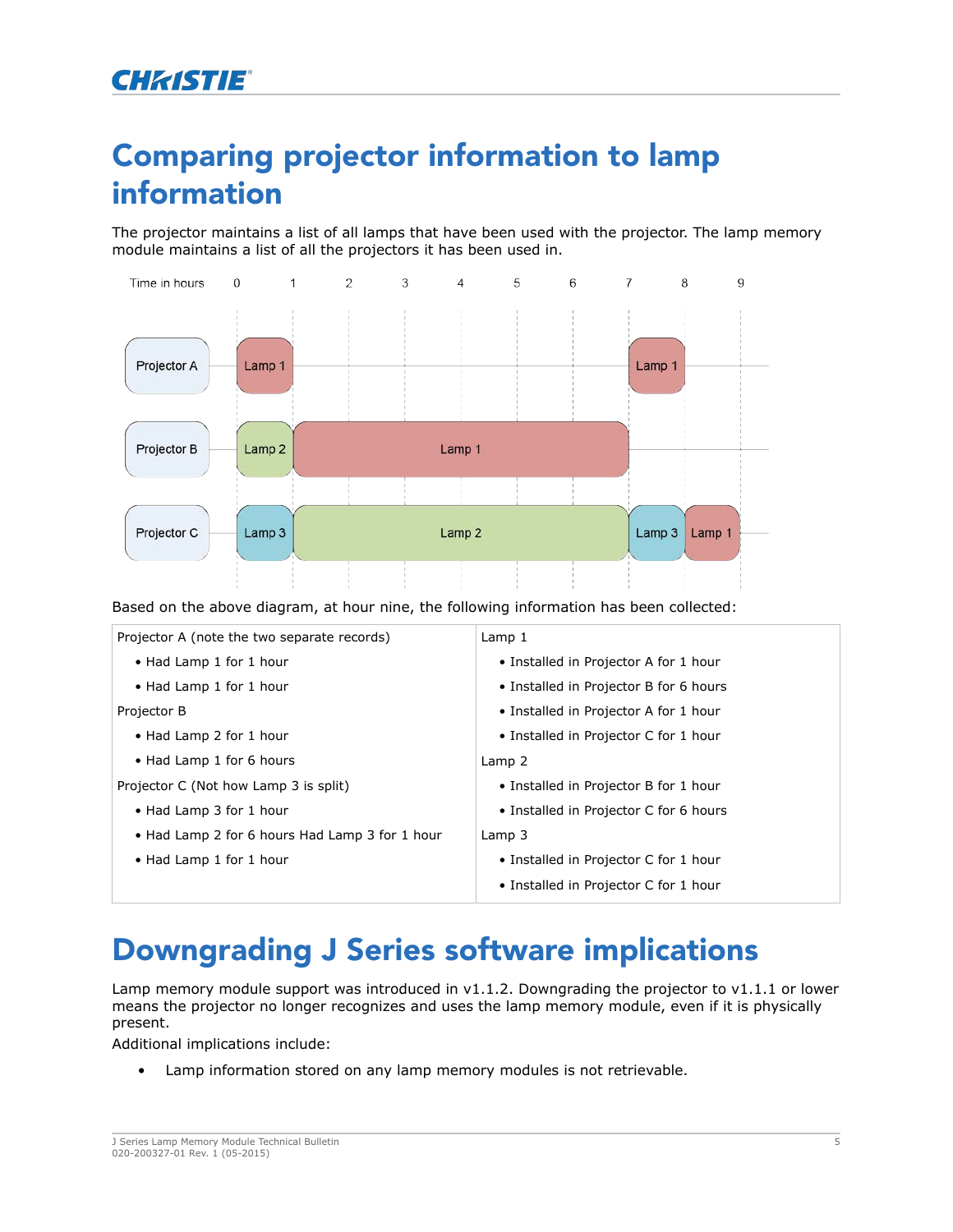# Comparing projector information to lamp information

The projector maintains a list of all lamps that have been used with the projector. The lamp memory module maintains a list of all the projectors it has been used in.

Based on the above diagram, at hour nine, the following information has been collected:

| Projector A (note the two separate records)<br>• Had Lamp 1 for 1 hour<br>• Had Lamp 1 for 1 hour<br>Projector B<br>• Had Lamp 2 for 1 hour<br>• Had Lamp 1 for 6 hours<br>Projector C (Not how Lamp 3 is split)<br>• Had Lamp 3 for 1 hour<br>• Had Lamp 2 for 6 hours Had Lamp 3 for 1 hour<br>• Had Lamp 1 for 1 hour | Lamp 1<br>• Installed in Projector A for 1 hour<br>• Installed in Projector B for 6 hours<br>• Installed in Projector A for 1 hour<br>• Installed in Projector C for 1 hour<br>Lamp 2<br>• Installed in Projector B for 1 hour<br>• Installed in Projector C for 6 hours<br>Lamp 3<br>• Installed in Projector C for 1 hour<br>• Installed in Projector C for 1 hour |
|---|---|

# Downgrading J Series software implications

Lamp memory module support was introduced in v1.1.2. Downgrading the projector to v1.1.1 or lower means the projector no longer recognizes and uses the lamp memory module, even if it is physically present.

Additional implications include:

- Lamp information stored on any lamp memory modules is not retrievable.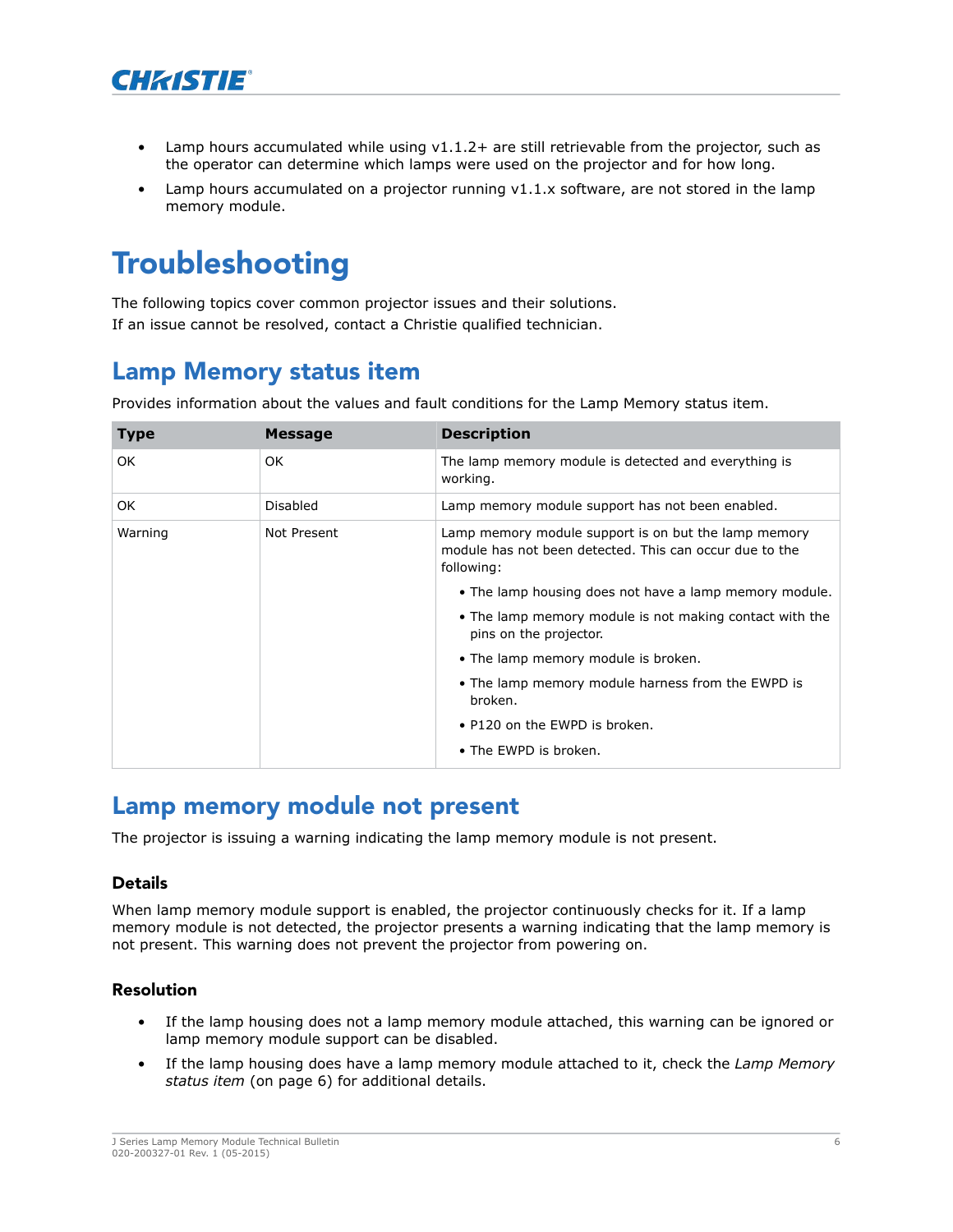- Lamp hours accumulated while using v1.1.2+ are still retrievable from the projector, such as the operator can determine which lamps were used on the projector and for how long.
- Lamp hours accumulated on a projector running v1.1.x software, are not stored in the lamp memory module.

# Troubleshooting

The following topics cover common projector issues and their solutions.
If an issue cannot be resolved, contact a Christie qualified technician.

## Lamp Memory status item

Provides information about the values and fault conditions for the Lamp Memory status item.

| Type | Message | Description |
|---|---|---|
| OK | OK | The lamp memory module is detected and everything is working. |
| OK | Disabled | Lamp memory module support has not been enabled. |
| Warning | Not Present | Lamp memory module support is on but the lamp memory module has not been detected. This can occur due to the following:<br>• The lamp housing does not have a lamp memory module.<br>• The lamp memory module is not making contact with the pins on the projector.<br>• The lamp memory module is broken.<br>• The lamp memory module harness from the EWPD is broken.<br>• P120 on the EWPD is broken.<br>• The EWPD is broken. |

## Lamp memory module not present

The projector is issuing a warning indicating the lamp memory module is not present.

### Details

When lamp memory module support is enabled, the projector continuously checks for it. If a lamp memory module is not detected, the projector presents a warning indicating that the lamp memory is not present. This warning does not prevent the projector from powering on.

### Resolution

- If the lamp housing does not a lamp memory module attached, this warning can be ignored or lamp memory module support can be disabled.
- If the lamp housing does have a lamp memory module attached to it, check the *Lamp Memory status item* (on page 6) for additional details.